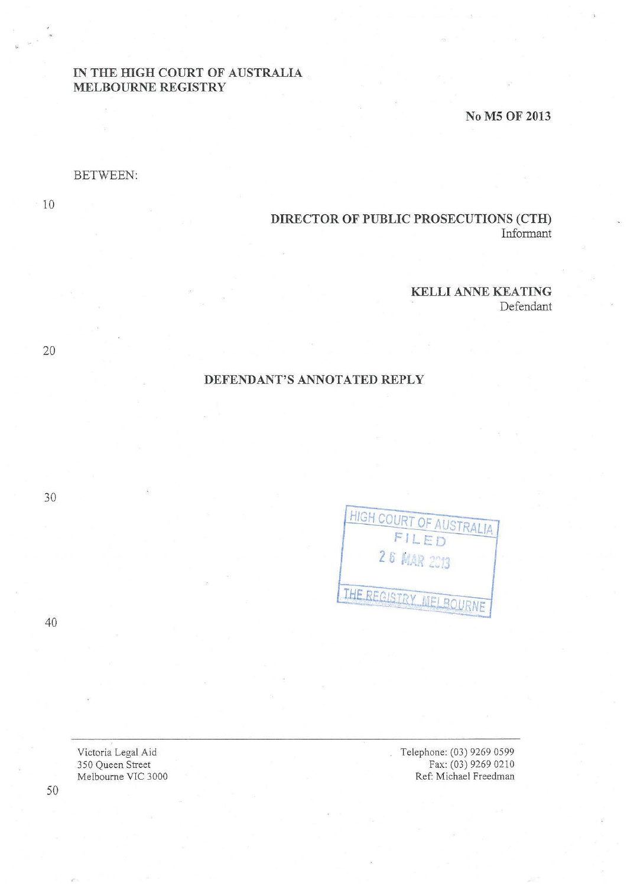IN THE HIGH COURT OF AUSTRALIA
MELBOURNE REGISTRY

No M5 OF 2013

BETWEEN:

**DIRECTOR OF PUBLIC PROSECUTIONS (CTH)**
Informant

**KELLI ANNE KEATING**
Defendant

# DEFENDANT'S ANNOTATED REPLY

HIGH COURT OF AUSTRALIA
FILED
26 MAR 2013
THE REGISTRY MELBOURNE

Victoria Legal Aid
350 Queen Street
Melbourne VIC 3000

Telephone: (03) 9269 0599
Fax: (03) 9269 0210
Ref: Michael Freedman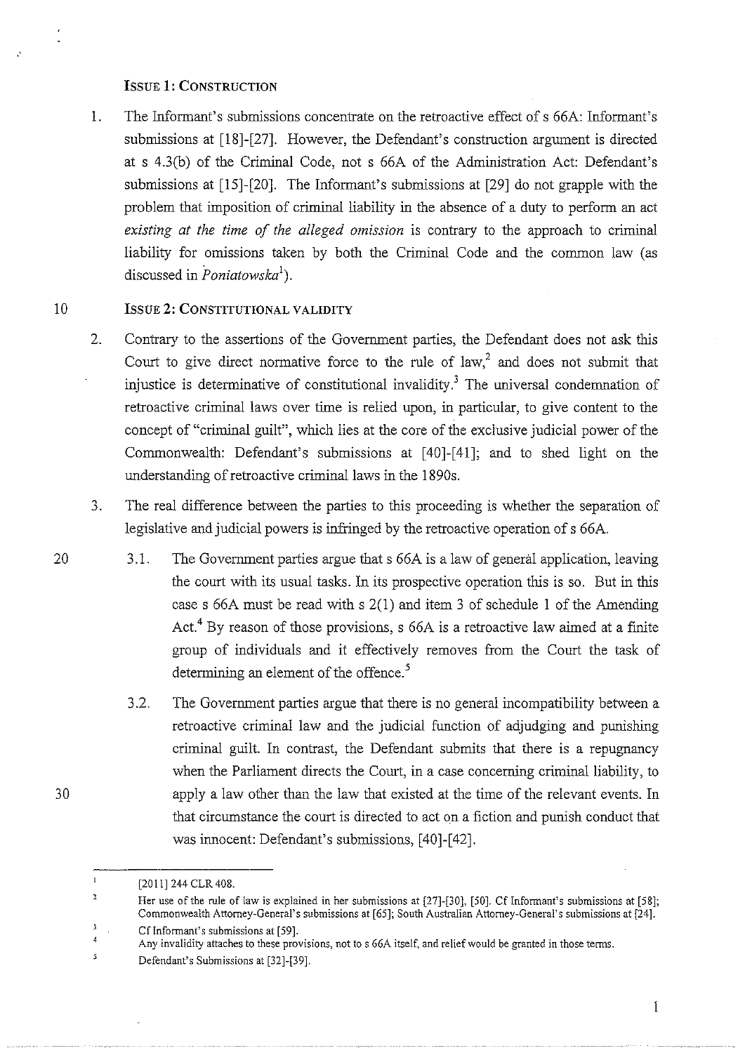### ISSUE 1: CONSTRUCTION

1. The Informant's submissions concentrate on the retroactive effect of s 66A: Informant's submissions at [18]-[27]. However, the Defendant's construction argument is directed at s 4.3(b) of the Criminal Code, not s 66A of the Administration Act: Defendant's submissions at [15]-[20]. The Informant's submissions at [29] do not grapple with the problem that imposition of criminal liability in the absence of a duty to perform an act *existing at the time of the alleged omission* is contrary to the approach to criminal liability for omissions taken by both the Criminal Code and the common law (as discussed in *Poniatowska*[1]).

### ISSUE 2: CONSTITUTIONAL VALIDITY

2. Contrary to the assertions of the Government parties, the Defendant does not ask this Court to give direct normative force to the rule of law,[2] and does not submit that injustice is determinative of constitutional invalidity.[3] The universal condemnation of retroactive criminal laws over time is relied upon, in particular, to give content to the concept of "criminal guilt", which lies at the core of the exclusive judicial power of the Commonwealth: Defendant's submissions at [40]-[41]; and to shed light on the understanding of retroactive criminal laws in the 1890s.

3. The real difference between the parties to this proceeding is whether the separation of legislative and judicial powers is infringed by the retroactive operation of s 66A.

    3.1. The Government parties argue that s 66A is a law of general application, leaving the court with its usual tasks. In its prospective operation this is so. But in this case s 66A must be read with s 2(1) and item 3 of schedule 1 of the Amending Act.[4] By reason of those provisions, s 66A is a retroactive law aimed at a finite group of individuals and it effectively removes from the Court the task of determining an element of the offence.[5]

    3.2. The Government parties argue that there is no general incompatibility between a retroactive criminal law and the judicial function of adjudging and punishing criminal guilt. In contrast, the Defendant submits that there is a repugnancy when the Parliament directs the Court, in a case concerning criminal liability, to apply a law other than the law that existed at the time of the relevant events. In that circumstance the court is directed to act on a fiction and punish conduct that was innocent: Defendant's submissions, [40]-[42].

---

[1] [2011] 244 CLR 408.

[2] Her use of the rule of law is explained in her submissions at [27]-[30], [50]. Cf Informant's submissions at [58]; Commonwealth Attorney-General's submissions at [65]; South Australian Attorney-General's submissions at [24].

[3] Cf Informant's submissions at [59].

[4] Any invalidity attaches to these provisions, not to s 66A itself, and relief would be granted in those terms.

[5] Defendant's Submissions at [32]-[39].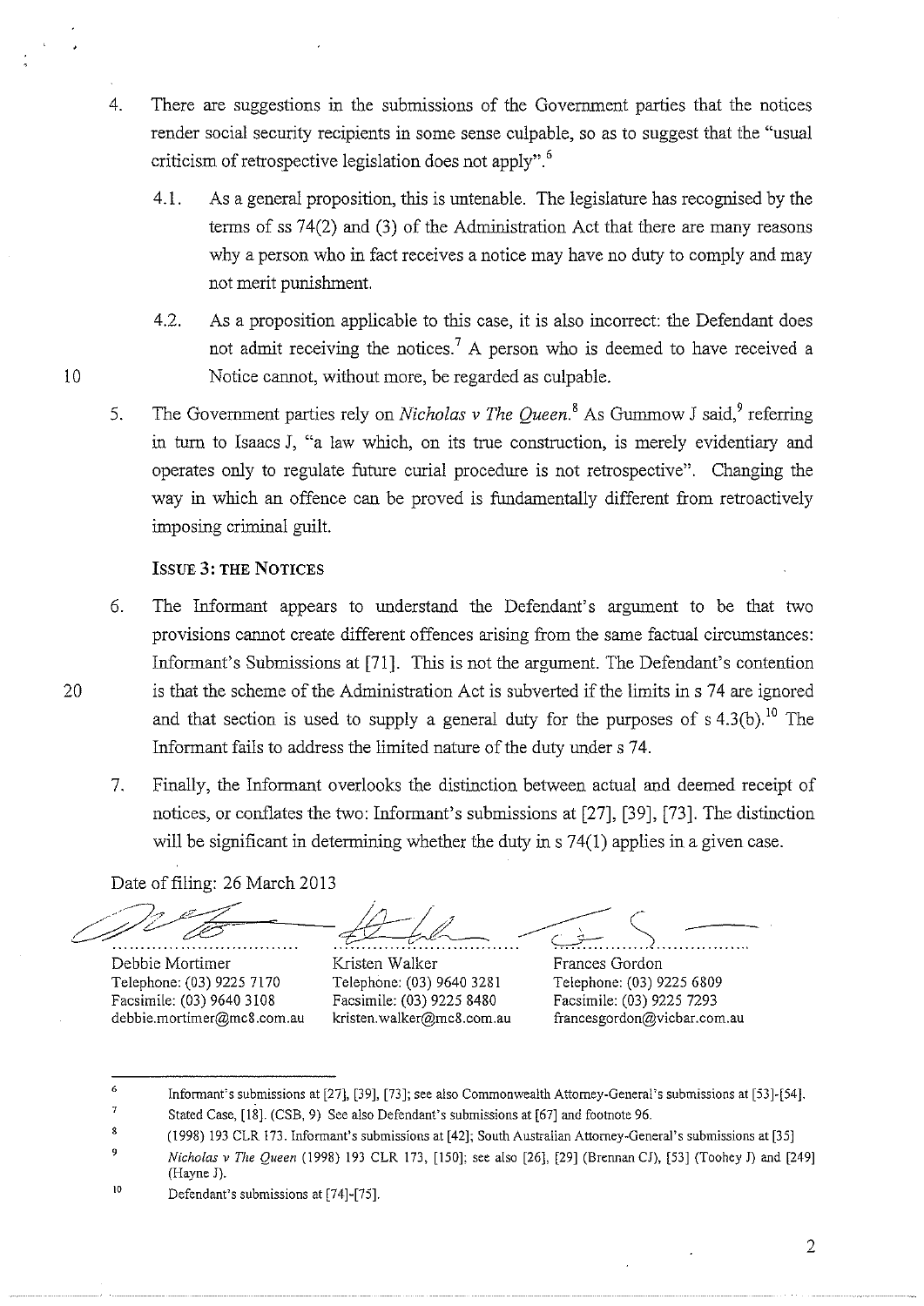4. There are suggestions in the submissions of the Government parties that the notices render social security recipients in some sense culpable, so as to suggest that the "usual criticism of retrospective legislation does not apply".[6]

   4.1. As a general proposition, this is untenable. The legislature has recognised by the terms of ss 74(2) and (3) of the Administration Act that there are many reasons why a person who in fact receives a notice may have no duty to comply and may not merit punishment.

   4.2. As a proposition applicable to this case, it is also incorrect: the Defendant does not admit receiving the notices.[7] A person who is deemed to have received a Notice cannot, without more, be regarded as culpable.

5. The Government parties rely on *Nicholas v The Queen*.[8] As Gummow J said,[9] referring in turn to Isaacs J, "a law which, on its true construction, is merely evidentiary and operates only to regulate future curial procedure is not retrospective". Changing the way in which an offence can be proved is fundamentally different from retroactively imposing criminal guilt.

**ISSUE 3: THE NOTICES**

6. The Informant appears to understand the Defendant's argument to be that two provisions cannot create different offences arising from the same factual circumstances: Informant's Submissions at [71]. This is not the argument. The Defendant's contention is that the scheme of the Administration Act is subverted if the limits in s 74 are ignored and that section is used to supply a general duty for the purposes of s 4.3(b).[10] The Informant fails to address the limited nature of the duty under s 74.

7. Finally, the Informant overlooks the distinction between actual and deemed receipt of notices, or conflates the two: Informant's submissions at [27], [39], [73]. The distinction will be significant in determining whether the duty in s 74(1) applies in a given case.

Date of filing: 26 March 2013

| Debbie Mortimer | Kristen Walker | Frances Gordon |
| --- | --- | --- |
| Telephone: (03) 9225 7170 | Telephone: (03) 9640 3281 | Telephone: (03) 9225 6809 |
| Facsimile: (03) 9640 3108 | Facsimile: (03) 9225 8480 | Facsimile: (03) 9225 7293 |
| debbie.mortimer@mc8.com.au | kristen.walker@mc8.com.au | francesgordon@vicbar.com.au |

---

[6] Informant's submissions at [27], [39], [73]; see also Commonwealth Attorney-General's submissions at [53]-[54].

[7] Stated Case, [18]. (CSB, 9) See also Defendant's submissions at [67] and footnote 96.

[8] (1998) 193 CLR 173. Informant's submissions at [42]; South Australian Attorney-General's submissions at [35]

[9] *Nicholas v The Queen* (1998) 193 CLR 173, [150]; see also [26], [29] (Brennan CJ), [53] (Toohey J) and [249] (Hayne J).

[10] Defendant's submissions at [74]-[75].